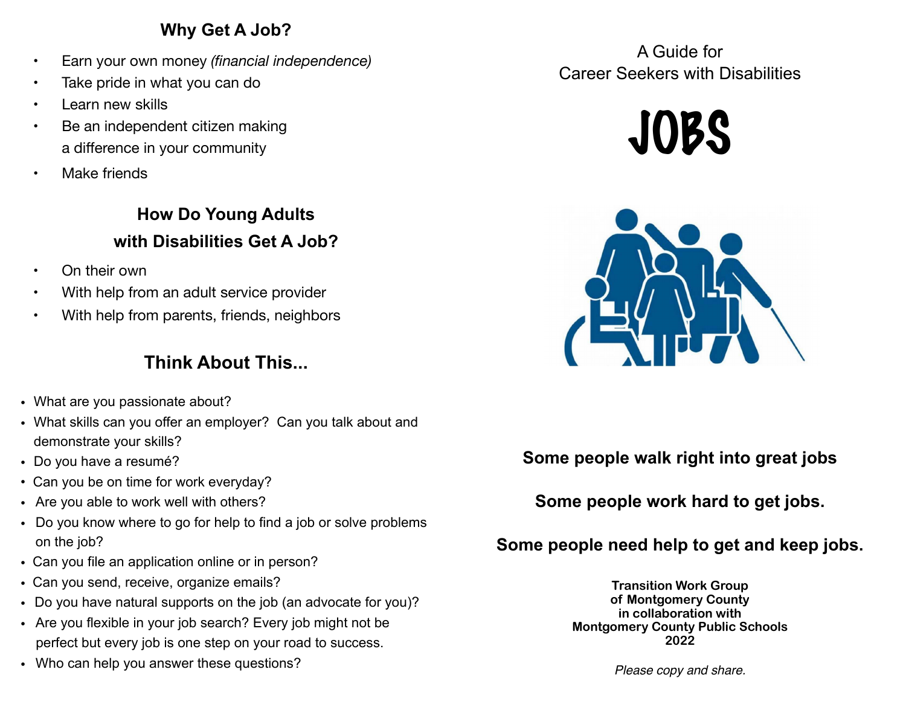## Why Get A Job?

- Earn your own money *(financial independence)*
- Take pride in what you can do
- Learn new skills
- Be an independent citizen making a difference in your community
- Make friends

## How Do Young Adults with Disabilities Get A Job?

- On their own
- With help from an adult service provider
- With help from parents, friends, neighbors

## Think About This...

- What are you passionate about?
- What skills can you offer an employer? Can you talk about and demonstrate your skills?
- Do you have a resumé?
- Can you be on time for work everyday?
- Are you able to work well with others?
- Do you know where to go for help to find a job or solve problems on the job?
- Can you file an application online or in person?
- Can you send, receive, organize emails?
- Do you have natural supports on the job (an advocate for you)?
- Are you flexible in your job search? Every job might not be perfect but every job is one step on your road to success.
- Who can help you answer these questions?

A Guide for
Career Seekers with Disabilities

# JOBS

**Some people walk right into great jobs**

**Some people work hard to get jobs.**

**Some people need help to get and keep jobs.**

**Transition Work Group**
**of Montgomery County**
**in collaboration with**
**Montgomery County Public Schools**
**2022**

*Please copy and share.*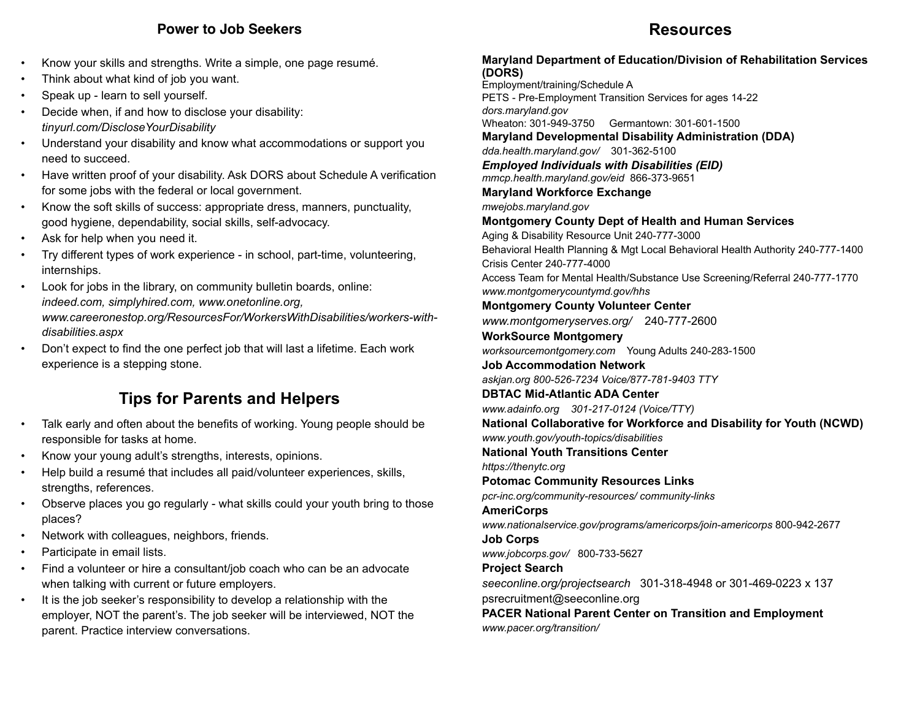## Power to Job Seekers

- Know your skills and strengths. Write a simple, one page resumé.
- Think about what kind of job you want.
- Speak up - learn to sell yourself.
- Decide when, if and how to disclose your disability: *tinyurl.com/DiscloseYourDisability*
- Understand your disability and know what accommodations or support you need to succeed.
- Have written proof of your disability. Ask DORS about Schedule A verification for some jobs with the federal or local government.
- Know the soft skills of success: appropriate dress, manners, punctuality, good hygiene, dependability, social skills, self-advocacy.
- Ask for help when you need it.
- Try different types of work experience - in school, part-time, volunteering, internships.
- Look for jobs in the library, on community bulletin boards, online: *indeed.com, simplyhired.com, www.onetonline.org, www.careeronestop.org/ResourcesFor/WorkersWithDisabilities/workers-with-disabilities.aspx*
- Don't expect to find the one perfect job that will last a lifetime. Each work experience is a stepping stone.

## Tips for Parents and Helpers

- Talk early and often about the benefits of working. Young people should be responsible for tasks at home.
- Know your young adult's strengths, interests, opinions.
- Help build a resumé that includes all paid/volunteer experiences, skills, strengths, references.
- Observe places you go regularly - what skills could your youth bring to those places?
- Network with colleagues, neighbors, friends.
- Participate in email lists.
- Find a volunteer or hire a consultant/job coach who can be an advocate when talking with current or future employers.
- It is the job seeker's responsibility to develop a relationship with the employer, NOT the parent's. The job seeker will be interviewed, NOT the parent. Practice interview conversations.

## Resources

**Maryland Department of Education/Division of Rehabilitation Services (DORS)**
Employment/training/Schedule A
PETS - Pre-Employment Transition Services for ages 14-22
*dors.maryland.gov*
Wheaton: 301-949-3750 Germantown: 301-601-1500

**Maryland Developmental Disability Administration (DDA)**
*dda.health.maryland.gov/* 301-362-5100

***Employed Individuals with Disabilities (EID)***
*mmcp.health.maryland.gov/eid* 866-373-9651

**Maryland Workforce Exchange**
*mwejobs.maryland.gov*

**Montgomery County Dept of Health and Human Services**
Aging & Disability Resource Unit 240-777-3000
Behavioral Health Planning & Mgt Local Behavioral Health Authority 240-777-1400
Crisis Center 240-777-4000
Access Team for Mental Health/Substance Use Screening/Referral 240-777-1770
*www.montgomerycountymd.gov/hhs*

**Montgomery County Volunteer Center**
*www.montgomeryserves.org/* 240-777-2600

**WorkSource Montgomery**
*worksourcemontgomery.com* Young Adults 240-283-1500

**Job Accommodation Network**
*askjan.org 800-526-7234 Voice/877-781-9403 TTY*

**DBTAC Mid-Atlantic ADA Center**
*www.adainfo.org 301-217-0124 (Voice/TTY)*

**National Collaborative for Workforce and Disability for Youth (NCWD)**
*www.youth.gov/youth-topics/disabilities*

**National Youth Transitions Center**
*https://thenytc.org*

**Potomac Community Resources Links**
*pcr-inc.org/community-resources/ community-links*

**AmeriCorps**
*www.nationalservice.gov/programs/americorps/join-americorps* 800-942-2677

**Job Corps**
*www.jobcorps.gov/* 800-733-5627

**Project Search**
*seeconline.org/projectsearch* 301-318-4948 or 301-469-0223 x 137
psrecruitment@seeconline.org

**PACER National Parent Center on Transition and Employment**
*www.pacer.org/transition/*